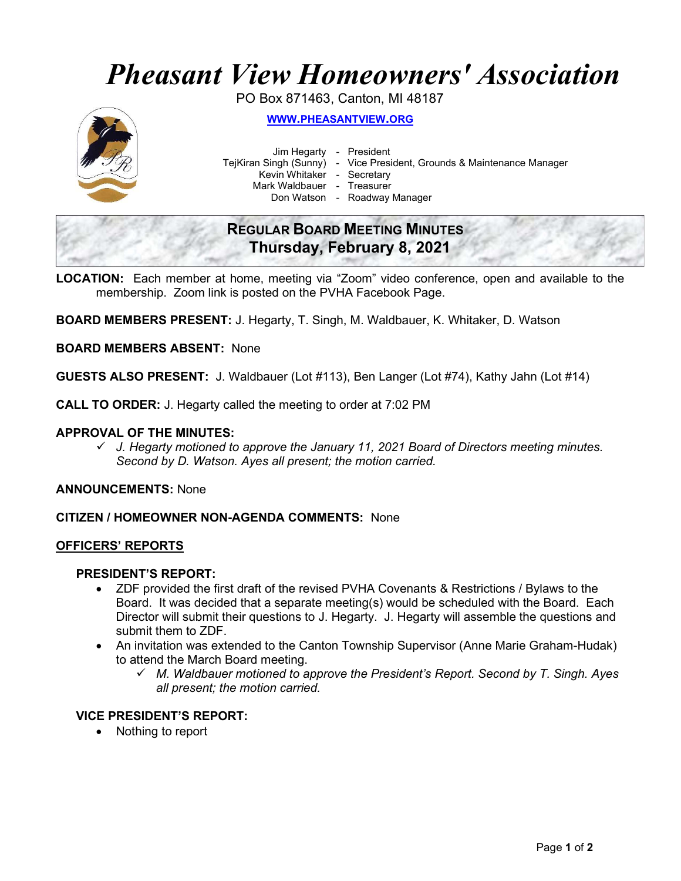# Pheasant View Homeowners' Association

PO Box 871463, Canton, MI 48187

WWW.PHEASANTVIEW.ORG

Jim Hegarty - President
TejKiran Singh (Sunny) - Vice President, Grounds & Maintenance Manager
Kevin Whitaker - Secretary
Mark Waldbauer - Treasurer
Don Watson - Roadway Manager

## REGULAR BOARD MEETING MINUTES
## Thursday, February 8, 2021

**LOCATION:** Each member at home, meeting via "Zoom" video conference, open and available to the membership. Zoom link is posted on the PVHA Facebook Page.

**BOARD MEMBERS PRESENT:** J. Hegarty, T. Singh, M. Waldbauer, K. Whitaker, D. Watson

**BOARD MEMBERS ABSENT:** None

**GUESTS ALSO PRESENT:** J. Waldbauer (Lot #113), Ben Langer (Lot #74), Kathy Jahn (Lot #14)

**CALL TO ORDER:** J. Hegarty called the meeting to order at 7:02 PM

**APPROVAL OF THE MINUTES:**

- ✓ *J. Hegarty motioned to approve the January 11, 2021 Board of Directors meeting minutes. Second by D. Watson. Ayes all present; the motion carried.*

**ANNOUNCEMENTS:** None

**CITIZEN / HOMEOWNER NON-AGENDA COMMENTS:** None

**OFFICERS' REPORTS**

**PRESIDENT'S REPORT:**

- ZDF provided the first draft of the revised PVHA Covenants & Restrictions / Bylaws to the Board. It was decided that a separate meeting(s) would be scheduled with the Board. Each Director will submit their questions to J. Hegarty. J. Hegarty will assemble the questions and submit them to ZDF.
- An invitation was extended to the Canton Township Supervisor (Anne Marie Graham-Hudak) to attend the March Board meeting.
  - ✓ *M. Waldbauer motioned to approve the President's Report. Second by T. Singh. Ayes all present; the motion carried.*

**VICE PRESIDENT'S REPORT:**

- Nothing to report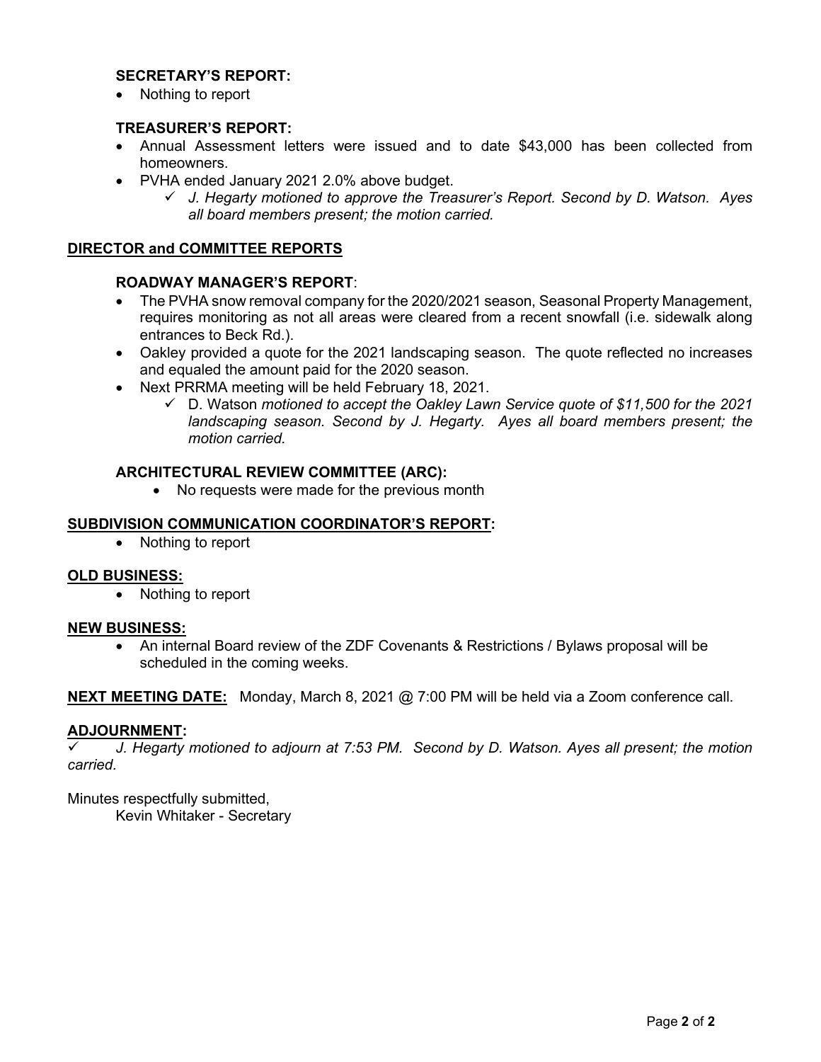### SECRETARY'S REPORT:

- Nothing to report

### TREASURER'S REPORT:

- Annual Assessment letters were issued and to date $43,000 has been collected from homeowners.
- PVHA ended January 2021 2.0% above budget.
  - ✓ *J. Hegarty motioned to approve the Treasurer's Report. Second by D. Watson. Ayes all board members present; the motion carried.*

## DIRECTOR and COMMITTEE REPORTS

### ROADWAY MANAGER'S REPORT:

- The PVHA snow removal company for the 2020/2021 season, Seasonal Property Management, requires monitoring as not all areas were cleared from a recent snowfall (i.e. sidewalk along entrances to Beck Rd.).
- Oakley provided a quote for the 2021 landscaping season. The quote reflected no increases and equaled the amount paid for the 2020 season.
- Next PRRMA meeting will be held February 18, 2021.
  - ✓ D. Watson *motioned to accept the Oakley Lawn Service quote of $11,500 for the 2021 landscaping season. Second by J. Hegarty. Ayes all board members present; the motion carried.*

### ARCHITECTURAL REVIEW COMMITTEE (ARC):

- No requests were made for the previous month

## SUBDIVISION COMMUNICATION COORDINATOR'S REPORT:

- Nothing to report

## OLD BUSINESS:

- Nothing to report

## NEW BUSINESS:

- An internal Board review of the ZDF Covenants & Restrictions / Bylaws proposal will be scheduled in the coming weeks.

**NEXT MEETING DATE:** Monday, March 8, 2021 @ 7:00 PM will be held via a Zoom conference call.

## ADJOURNMENT:

✓ *J. Hegarty motioned to adjourn at 7:53 PM. Second by D. Watson. Ayes all present; the motion carried.*

Minutes respectfully submitted,
Kevin Whitaker - Secretary